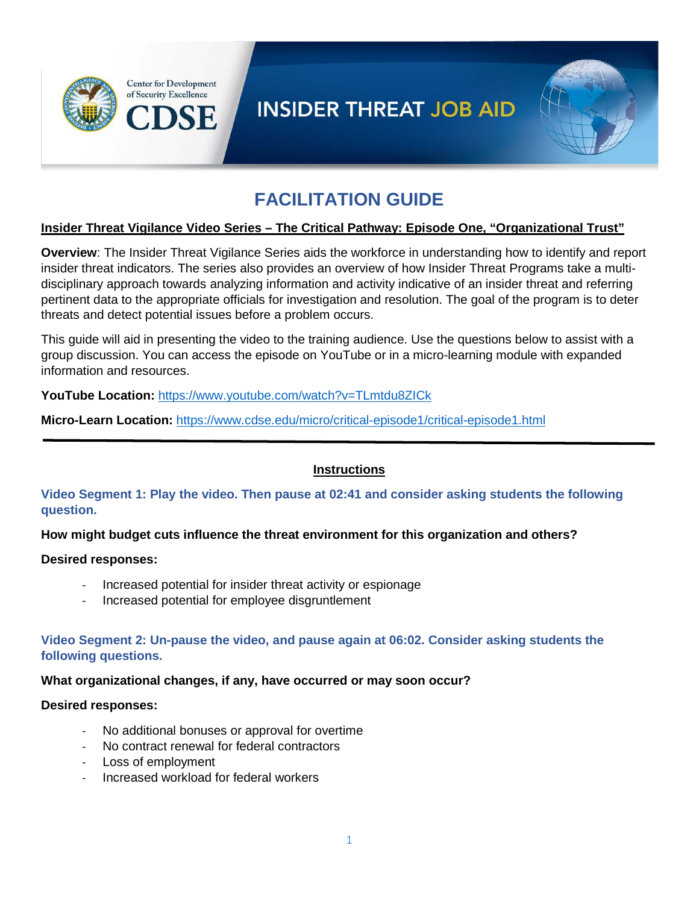Center for Development of Security Excellence

CDSE

# INSIDER THREAT JOB AID

## FACILITATION GUIDE

**Insider Threat Vigilance Video Series – The Critical Pathway: Episode One, "Organizational Trust"**

**Overview**: The Insider Threat Vigilance Series aids the workforce in understanding how to identify and report insider threat indicators. The series also provides an overview of how Insider Threat Programs take a multi-disciplinary approach towards analyzing information and activity indicative of an insider threat and referring pertinent data to the appropriate officials for investigation and resolution. The goal of the program is to deter threats and detect potential issues before a problem occurs.

This guide will aid in presenting the video to the training audience. Use the questions below to assist with a group discussion. You can access the episode on YouTube or in a micro-learning module with expanded information and resources.

**YouTube Location:** https://www.youtube.com/watch?v=TLmtdu8ZICk

**Micro-Learn Location:** https://www.cdse.edu/micro/critical-episode1/critical-episode1.html

---

### Instructions

**Video Segment 1: Play the video. Then pause at 02:41 and consider asking students the following question.**

**How might budget cuts influence the threat environment for this organization and others?**

**Desired responses:**

- Increased potential for insider threat activity or espionage
- Increased potential for employee disgruntlement

**Video Segment 2: Un-pause the video, and pause again at 06:02. Consider asking students the following questions.**

**What organizational changes, if any, have occurred or may soon occur?**

**Desired responses:**

- No additional bonuses or approval for overtime
- No contract renewal for federal contractors
- Loss of employment
- Increased workload for federal workers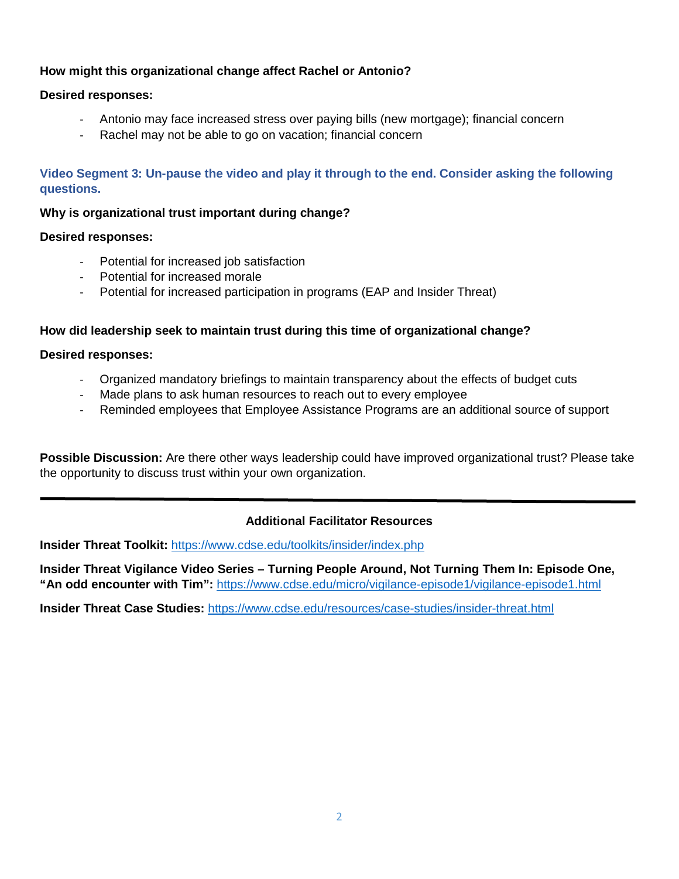**How might this organizational change affect Rachel or Antonio?**

**Desired responses:**

- Antonio may face increased stress over paying bills (new mortgage); financial concern
- Rachel may not be able to go on vacation; financial concern

**Video Segment 3: Un-pause the video and play it through to the end. Consider asking the following questions.**

**Why is organizational trust important during change?**

**Desired responses:**

- Potential for increased job satisfaction
- Potential for increased morale
- Potential for increased participation in programs (EAP and Insider Threat)

**How did leadership seek to maintain trust during this time of organizational change?**

**Desired responses:**

- Organized mandatory briefings to maintain transparency about the effects of budget cuts
- Made plans to ask human resources to reach out to every employee
- Reminded employees that Employee Assistance Programs are an additional source of support

**Possible Discussion:** Are there other ways leadership could have improved organizational trust? Please take the opportunity to discuss trust within your own organization.

---

**Additional Facilitator Resources**

**Insider Threat Toolkit:** https://www.cdse.edu/toolkits/insider/index.php

**Insider Threat Vigilance Video Series – Turning People Around, Not Turning Them In: Episode One, "An odd encounter with Tim":** https://www.cdse.edu/micro/vigilance-episode1/vigilance-episode1.html

**Insider Threat Case Studies:** https://www.cdse.edu/resources/case-studies/insider-threat.html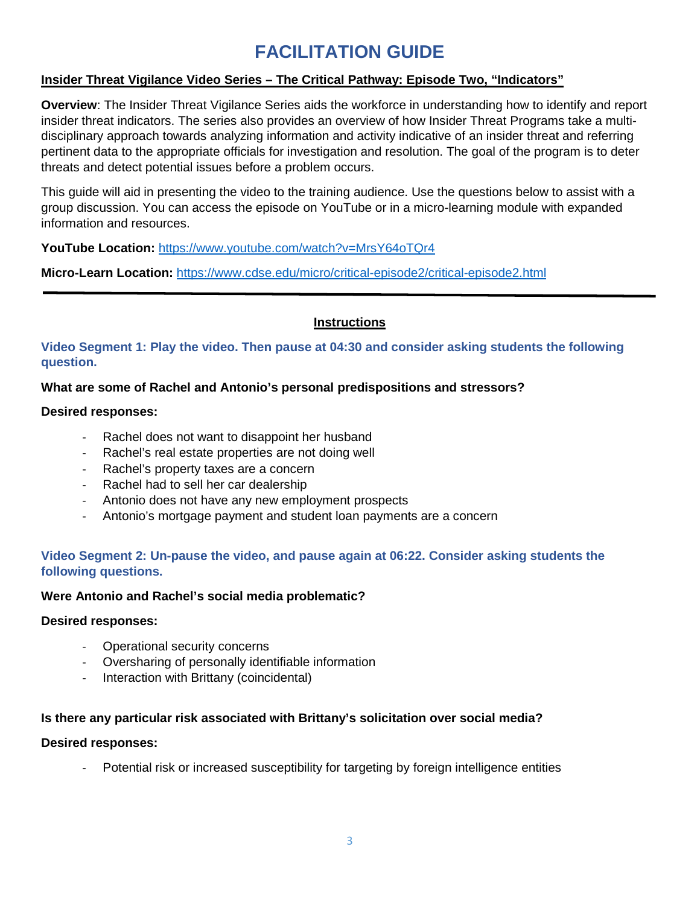# FACILITATION GUIDE

**Insider Threat Vigilance Video Series – The Critical Pathway: Episode Two, "Indicators"**

**Overview**: The Insider Threat Vigilance Series aids the workforce in understanding how to identify and report insider threat indicators. The series also provides an overview of how Insider Threat Programs take a multi-disciplinary approach towards analyzing information and activity indicative of an insider threat and referring pertinent data to the appropriate officials for investigation and resolution. The goal of the program is to deter threats and detect potential issues before a problem occurs.

This guide will aid in presenting the video to the training audience. Use the questions below to assist with a group discussion. You can access the episode on YouTube or in a micro-learning module with expanded information and resources.

**YouTube Location:** https://www.youtube.com/watch?v=MrsY64oTQr4

**Micro-Learn Location:** https://www.cdse.edu/micro/critical-episode2/critical-episode2.html

---

## Instructions

### Video Segment 1: Play the video. Then pause at 04:30 and consider asking students the following question.

**What are some of Rachel and Antonio's personal predispositions and stressors?**

**Desired responses:**

- Rachel does not want to disappoint her husband
- Rachel's real estate properties are not doing well
- Rachel's property taxes are a concern
- Rachel had to sell her car dealership
- Antonio does not have any new employment prospects
- Antonio's mortgage payment and student loan payments are a concern

### Video Segment 2: Un-pause the video, and pause again at 06:22. Consider asking students the following questions.

**Were Antonio and Rachel's social media problematic?**

**Desired responses:**

- Operational security concerns
- Oversharing of personally identifiable information
- Interaction with Brittany (coincidental)

**Is there any particular risk associated with Brittany's solicitation over social media?**

**Desired responses:**

- Potential risk or increased susceptibility for targeting by foreign intelligence entities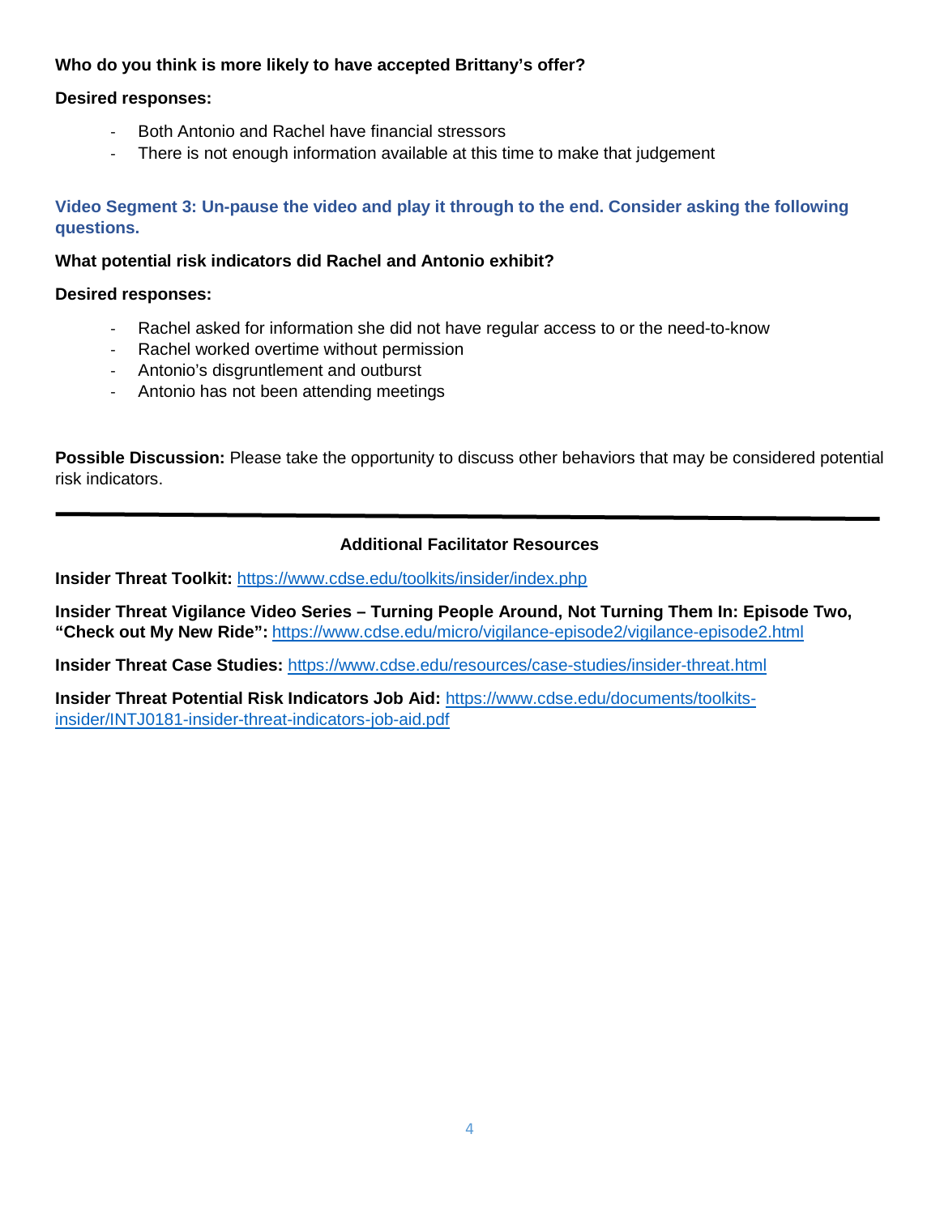**Who do you think is more likely to have accepted Brittany's offer?**

**Desired responses:**

- Both Antonio and Rachel have financial stressors
- There is not enough information available at this time to make that judgement

**Video Segment 3: Un-pause the video and play it through to the end. Consider asking the following questions.**

**What potential risk indicators did Rachel and Antonio exhibit?**

**Desired responses:**

- Rachel asked for information she did not have regular access to or the need-to-know
- Rachel worked overtime without permission
- Antonio's disgruntlement and outburst
- Antonio has not been attending meetings

**Possible Discussion:** Please take the opportunity to discuss other behaviors that may be considered potential risk indicators.

---

**Additional Facilitator Resources**

**Insider Threat Toolkit:** https://www.cdse.edu/toolkits/insider/index.php

**Insider Threat Vigilance Video Series – Turning People Around, Not Turning Them In: Episode Two, "Check out My New Ride":** https://www.cdse.edu/micro/vigilance-episode2/vigilance-episode2.html

**Insider Threat Case Studies:** https://www.cdse.edu/resources/case-studies/insider-threat.html

**Insider Threat Potential Risk Indicators Job Aid:** https://www.cdse.edu/documents/toolkits-insider/INTJ0181-insider-threat-indicators-job-aid.pdf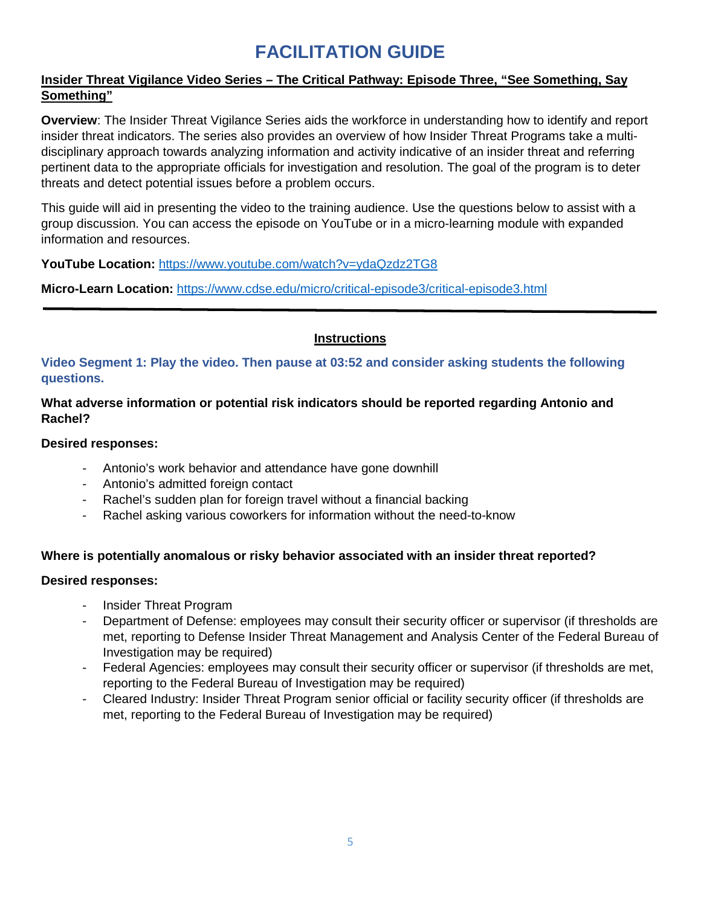# FACILITATION GUIDE

**Insider Threat Vigilance Video Series – The Critical Pathway: Episode Three, "See Something, Say Something"**

**Overview**: The Insider Threat Vigilance Series aids the workforce in understanding how to identify and report insider threat indicators. The series also provides an overview of how Insider Threat Programs take a multi-disciplinary approach towards analyzing information and activity indicative of an insider threat and referring pertinent data to the appropriate officials for investigation and resolution. The goal of the program is to deter threats and detect potential issues before a problem occurs.

This guide will aid in presenting the video to the training audience. Use the questions below to assist with a group discussion. You can access the episode on YouTube or in a micro-learning module with expanded information and resources.

**YouTube Location:** https://www.youtube.com/watch?v=ydaQzdz2TG8

**Micro-Learn Location:** https://www.cdse.edu/micro/critical-episode3/critical-episode3.html

---

## Instructions

### Video Segment 1: Play the video. Then pause at 03:52 and consider asking students the following questions.

**What adverse information or potential risk indicators should be reported regarding Antonio and Rachel?**

**Desired responses:**

- Antonio's work behavior and attendance have gone downhill
- Antonio's admitted foreign contact
- Rachel's sudden plan for foreign travel without a financial backing
- Rachel asking various coworkers for information without the need-to-know

**Where is potentially anomalous or risky behavior associated with an insider threat reported?**

**Desired responses:**

- Insider Threat Program
- Department of Defense: employees may consult their security officer or supervisor (if thresholds are met, reporting to Defense Insider Threat Management and Analysis Center of the Federal Bureau of Investigation may be required)
- Federal Agencies: employees may consult their security officer or supervisor (if thresholds are met, reporting to the Federal Bureau of Investigation may be required)
- Cleared Industry: Insider Threat Program senior official or facility security officer (if thresholds are met, reporting to the Federal Bureau of Investigation may be required)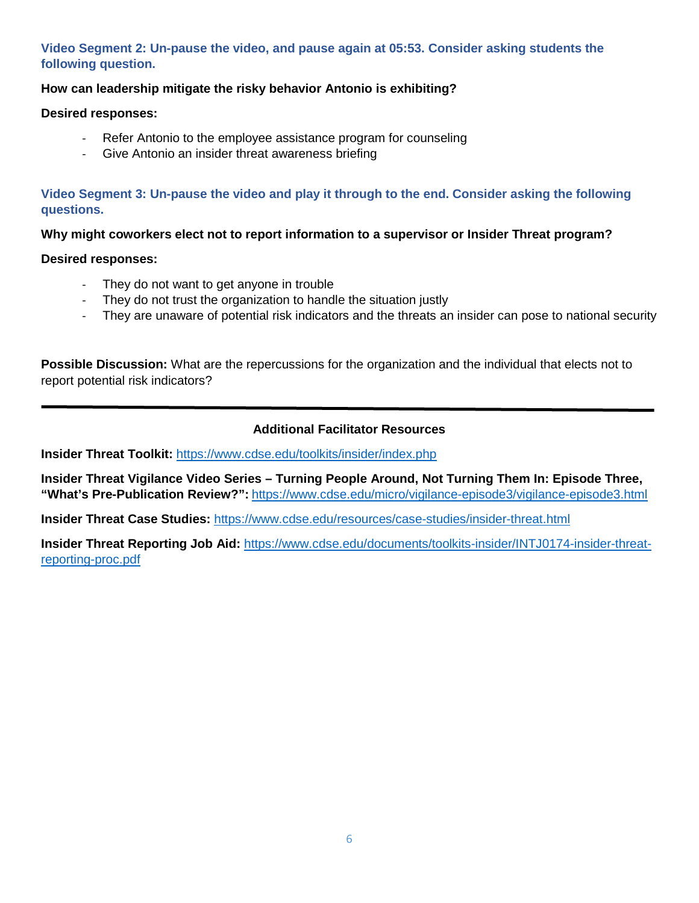**Video Segment 2: Un-pause the video, and pause again at 05:53. Consider asking students the following question.**

**How can leadership mitigate the risky behavior Antonio is exhibiting?**

**Desired responses:**

- Refer Antonio to the employee assistance program for counseling
- Give Antonio an insider threat awareness briefing

**Video Segment 3: Un-pause the video and play it through to the end. Consider asking the following questions.**

**Why might coworkers elect not to report information to a supervisor or Insider Threat program?**

**Desired responses:**

- They do not want to get anyone in trouble
- They do not trust the organization to handle the situation justly
- They are unaware of potential risk indicators and the threats an insider can pose to national security

**Possible Discussion:** What are the repercussions for the organization and the individual that elects not to report potential risk indicators?

---

**Additional Facilitator Resources**

**Insider Threat Toolkit:** https://www.cdse.edu/toolkits/insider/index.php

**Insider Threat Vigilance Video Series – Turning People Around, Not Turning Them In: Episode Three, "What's Pre-Publication Review?":** https://www.cdse.edu/micro/vigilance-episode3/vigilance-episode3.html

**Insider Threat Case Studies:** https://www.cdse.edu/resources/case-studies/insider-threat.html

**Insider Threat Reporting Job Aid:** https://www.cdse.edu/documents/toolkits-insider/INTJ0174-insider-threat-reporting-proc.pdf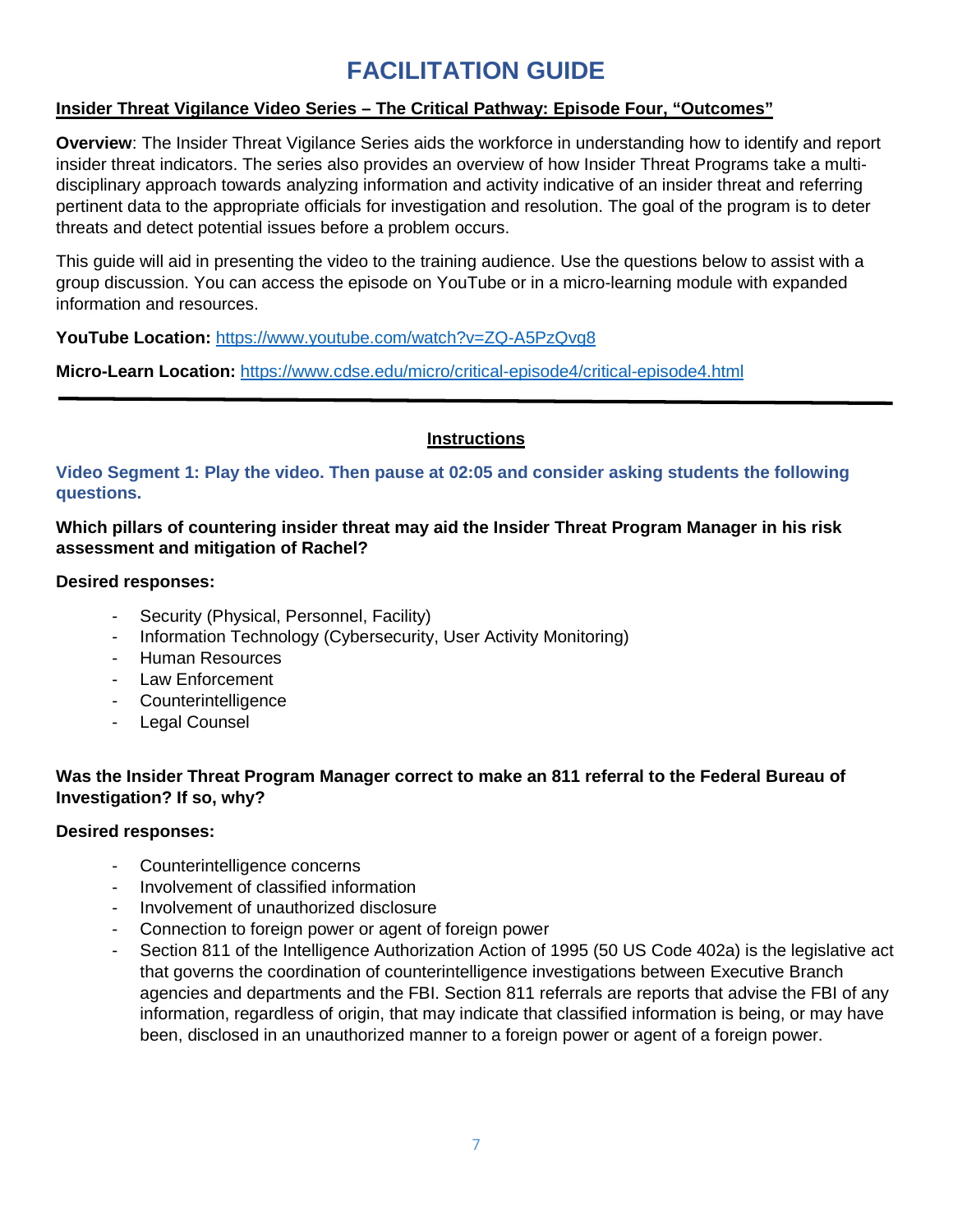# FACILITATION GUIDE

**Insider Threat Vigilance Video Series – The Critical Pathway: Episode Four, "Outcomes"**

**Overview**: The Insider Threat Vigilance Series aids the workforce in understanding how to identify and report insider threat indicators. The series also provides an overview of how Insider Threat Programs take a multi-disciplinary approach towards analyzing information and activity indicative of an insider threat and referring pertinent data to the appropriate officials for investigation and resolution. The goal of the program is to deter threats and detect potential issues before a problem occurs.

This guide will aid in presenting the video to the training audience. Use the questions below to assist with a group discussion. You can access the episode on YouTube or in a micro-learning module with expanded information and resources.

**YouTube Location:** https://www.youtube.com/watch?v=ZQ-A5PzQvg8

**Micro-Learn Location:** https://www.cdse.edu/micro/critical-episode4/critical-episode4.html

---

## Instructions

**Video Segment 1: Play the video. Then pause at 02:05 and consider asking students the following questions.**

**Which pillars of countering insider threat may aid the Insider Threat Program Manager in his risk assessment and mitigation of Rachel?**

**Desired responses:**

- Security (Physical, Personnel, Facility)
- Information Technology (Cybersecurity, User Activity Monitoring)
- Human Resources
- Law Enforcement
- Counterintelligence
- Legal Counsel

**Was the Insider Threat Program Manager correct to make an 811 referral to the Federal Bureau of Investigation? If so, why?**

**Desired responses:**

- Counterintelligence concerns
- Involvement of classified information
- Involvement of unauthorized disclosure
- Connection to foreign power or agent of foreign power
- Section 811 of the Intelligence Authorization Action of 1995 (50 US Code 402a) is the legislative act that governs the coordination of counterintelligence investigations between Executive Branch agencies and departments and the FBI. Section 811 referrals are reports that advise the FBI of any information, regardless of origin, that may indicate that classified information is being, or may have been, disclosed in an unauthorized manner to a foreign power or agent of a foreign power.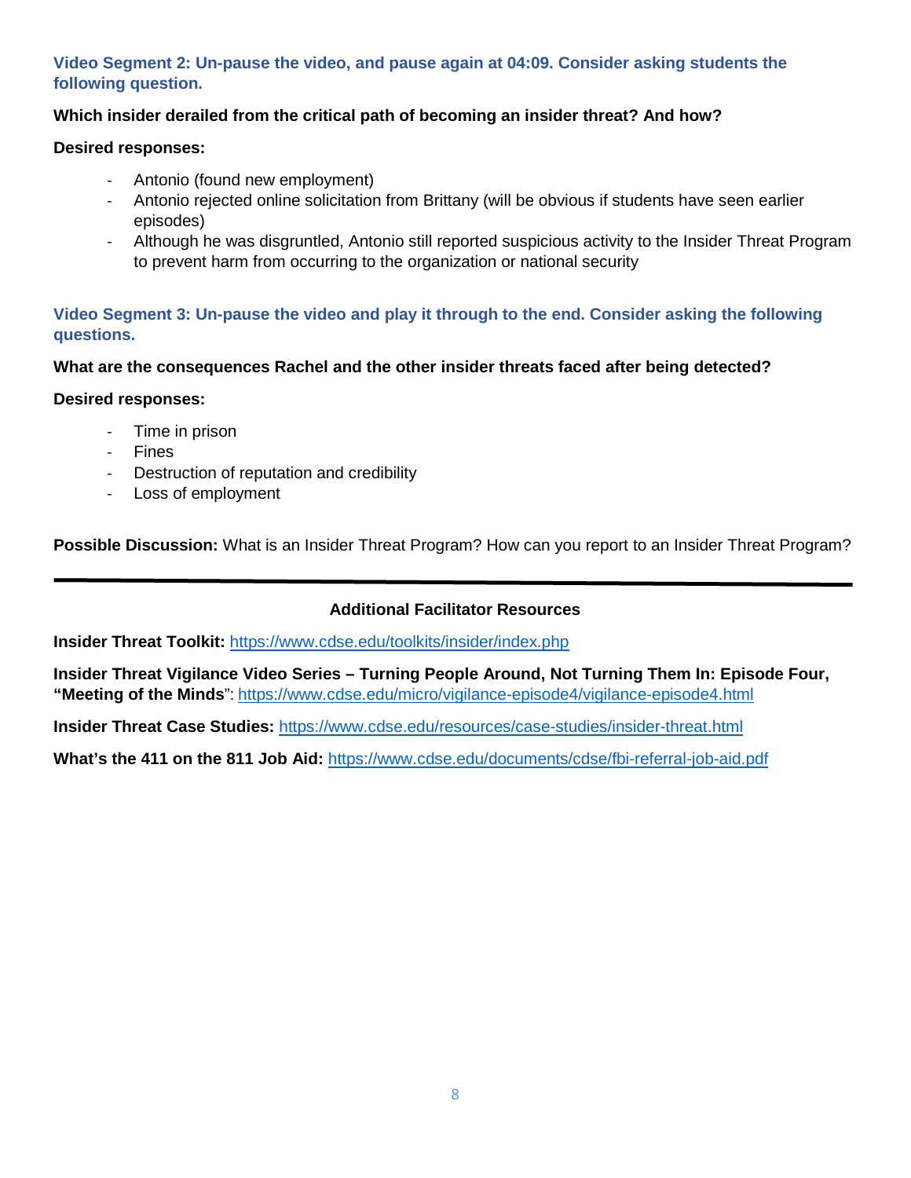### Video Segment 2: Un-pause the video, and pause again at 04:09. Consider asking students the following question.

**Which insider derailed from the critical path of becoming an insider threat? And how?**

**Desired responses:**

- Antonio (found new employment)
- Antonio rejected online solicitation from Brittany (will be obvious if students have seen earlier episodes)
- Although he was disgruntled, Antonio still reported suspicious activity to the Insider Threat Program to prevent harm from occurring to the organization or national security

### Video Segment 3: Un-pause the video and play it through to the end. Consider asking the following questions.

**What are the consequences Rachel and the other insider threats faced after being detected?**

**Desired responses:**

- Time in prison
- Fines
- Destruction of reputation and credibility
- Loss of employment

**Possible Discussion:** What is an Insider Threat Program? How can you report to an Insider Threat Program?

---

**Additional Facilitator Resources**

**Insider Threat Toolkit:** https://www.cdse.edu/toolkits/insider/index.php

**Insider Threat Vigilance Video Series – Turning People Around, Not Turning Them In: Episode Four, "Meeting of the Minds"**: https://www.cdse.edu/micro/vigilance-episode4/vigilance-episode4.html

**Insider Threat Case Studies:** https://www.cdse.edu/resources/case-studies/insider-threat.html

**What's the 411 on the 811 Job Aid:** https://www.cdse.edu/documents/cdse/fbi-referral-job-aid.pdf